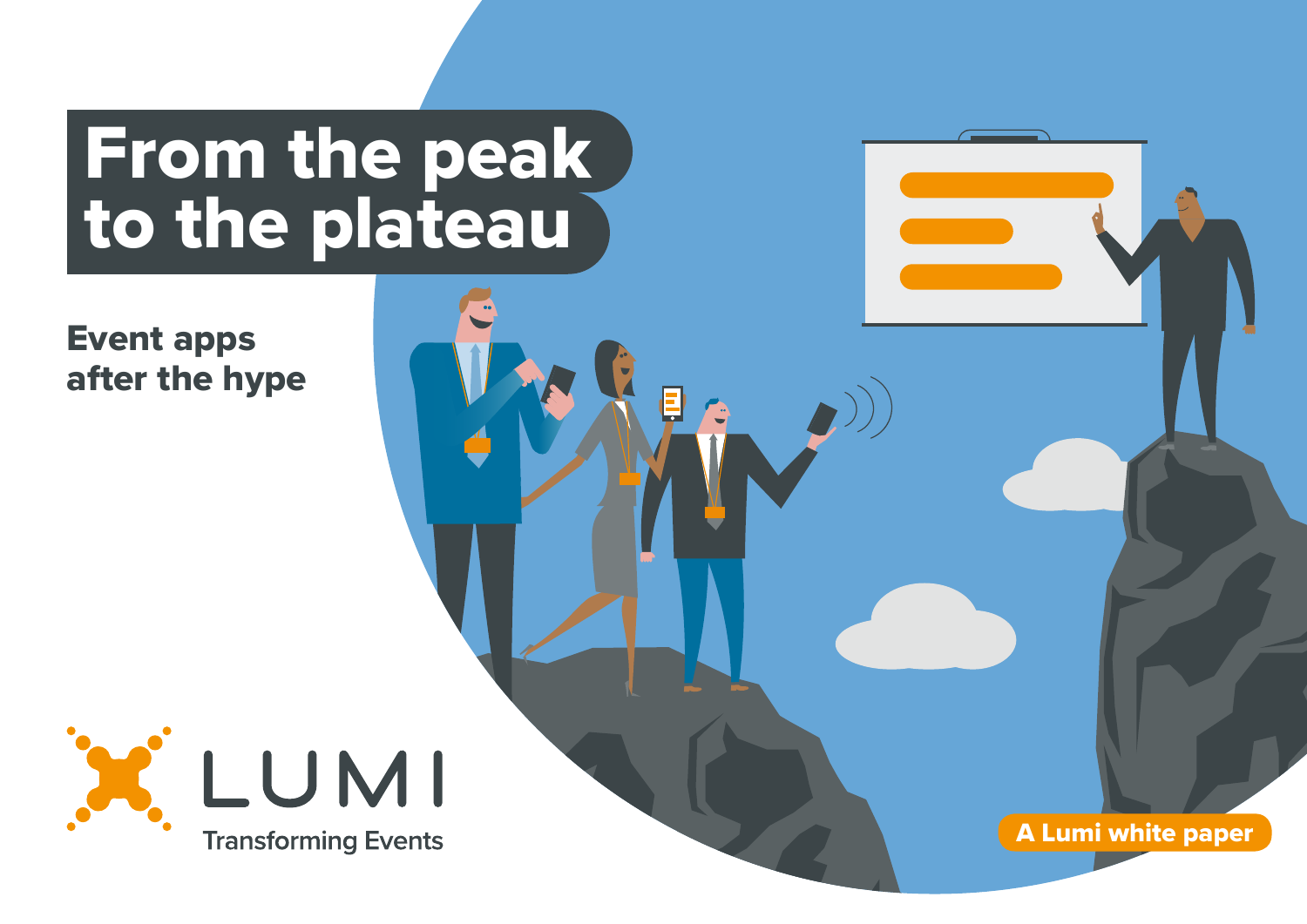# From the peak to the plateau

## Event apps after the hype

LUMI

Transforming Events

A Lumi white paper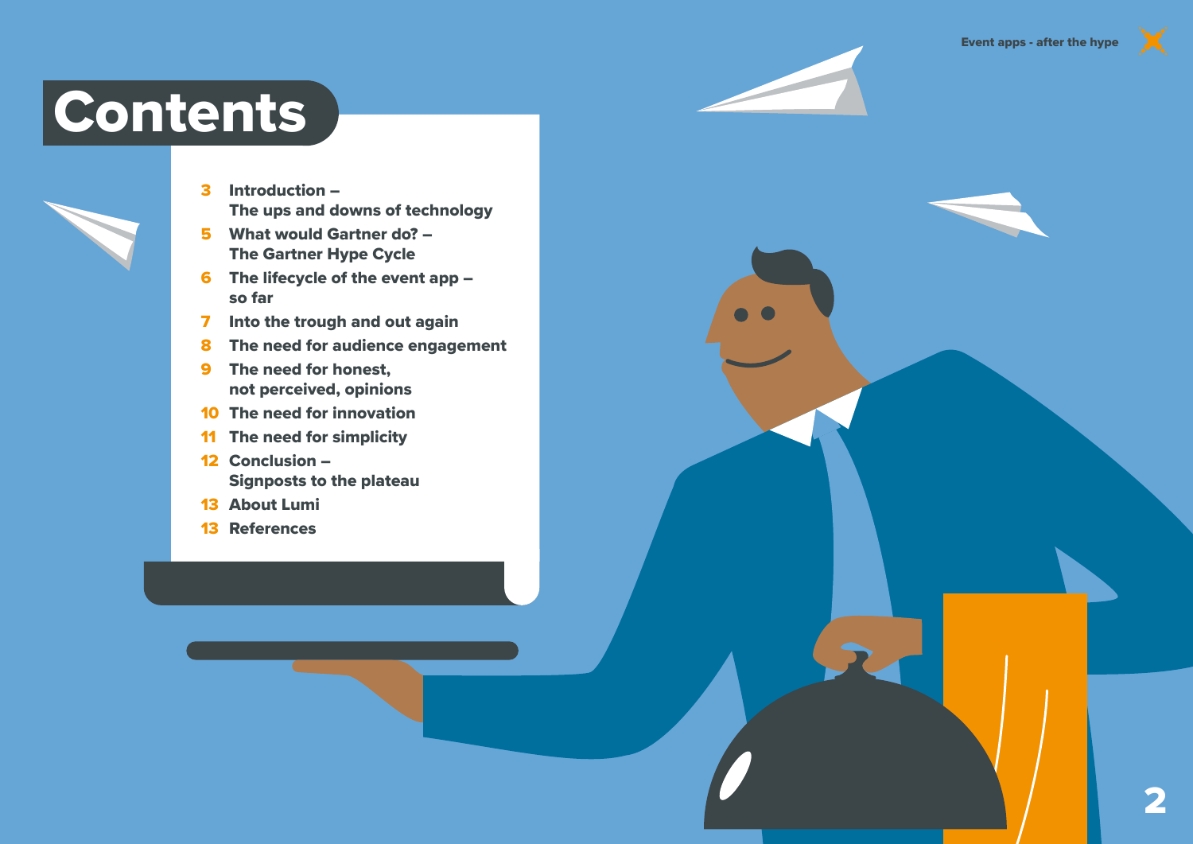# Contents

- 3 Introduction – The ups and downs of technology
- 5 What would Gartner do? – The Gartner Hype Cycle
- 6 The lifecycle of the event app – so far
- 7 Into the trough and out again
- 8 The need for audience engagement
- 9 The need for honest, not perceived, opinions
- 10 The need for innovation
- 11 The need for simplicity
- 12 Conclusion – Signposts to the plateau
- 13 About Lumi
- 13 References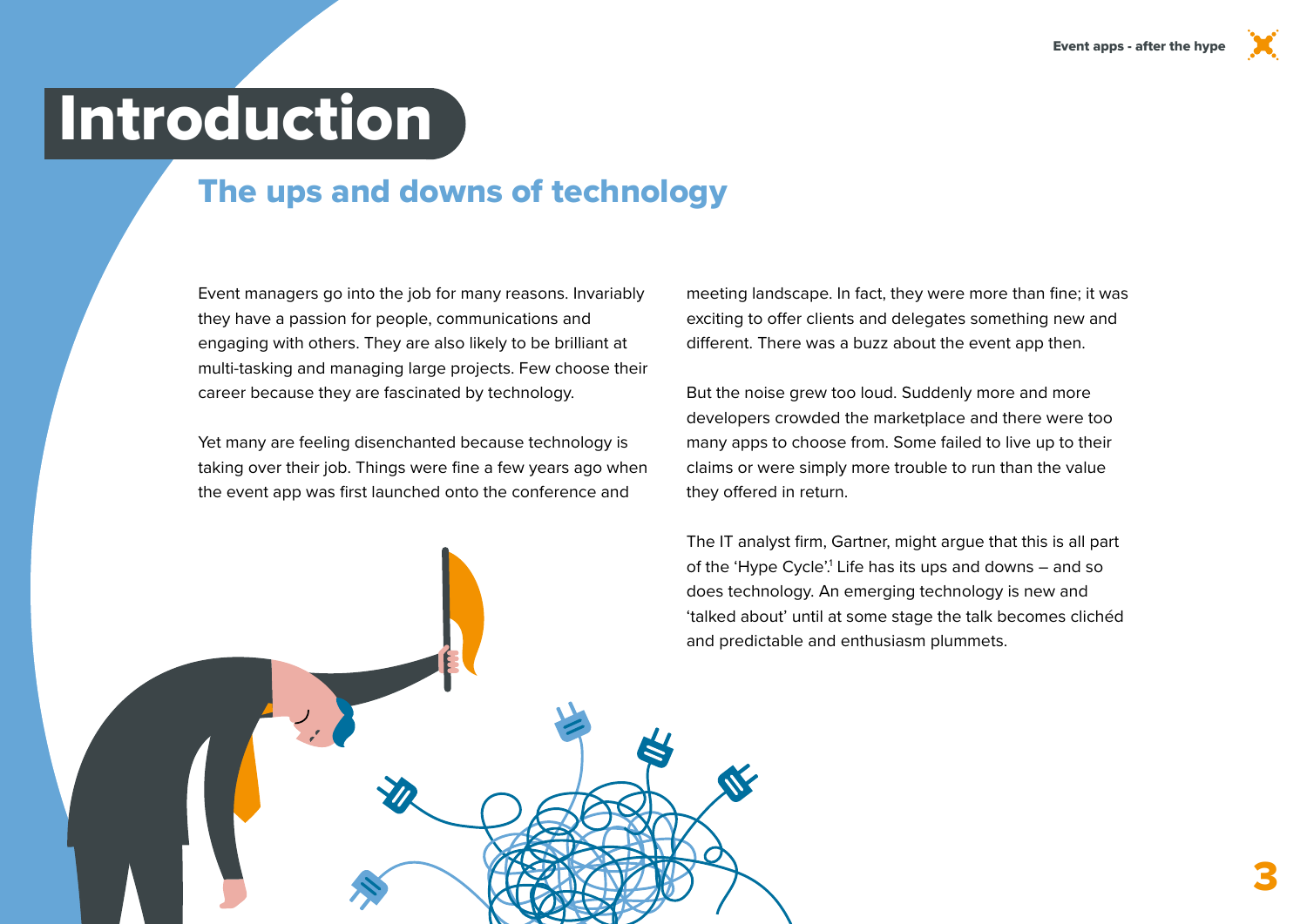# Introduction

## The ups and downs of technology

Event managers go into the job for many reasons. Invariably they have a passion for people, communications and engaging with others. They are also likely to be brilliant at multi-tasking and managing large projects. Few choose their career because they are fascinated by technology.

Yet many are feeling disenchanted because technology is taking over their job. Things were fine a few years ago when the event app was first launched onto the conference and meeting landscape. In fact, they were more than fine; it was exciting to offer clients and delegates something new and different. There was a buzz about the event app then.

But the noise grew too loud. Suddenly more and more developers crowded the marketplace and there were too many apps to choose from. Some failed to live up to their claims or were simply more trouble to run than the value they offered in return.

The IT analyst firm, Gartner, might argue that this is all part of the 'Hype Cycle'.[1] Life has its ups and downs – and so does technology. An emerging technology is new and 'talked about' until at some stage the talk becomes clichéd and predictable and enthusiasm plummets.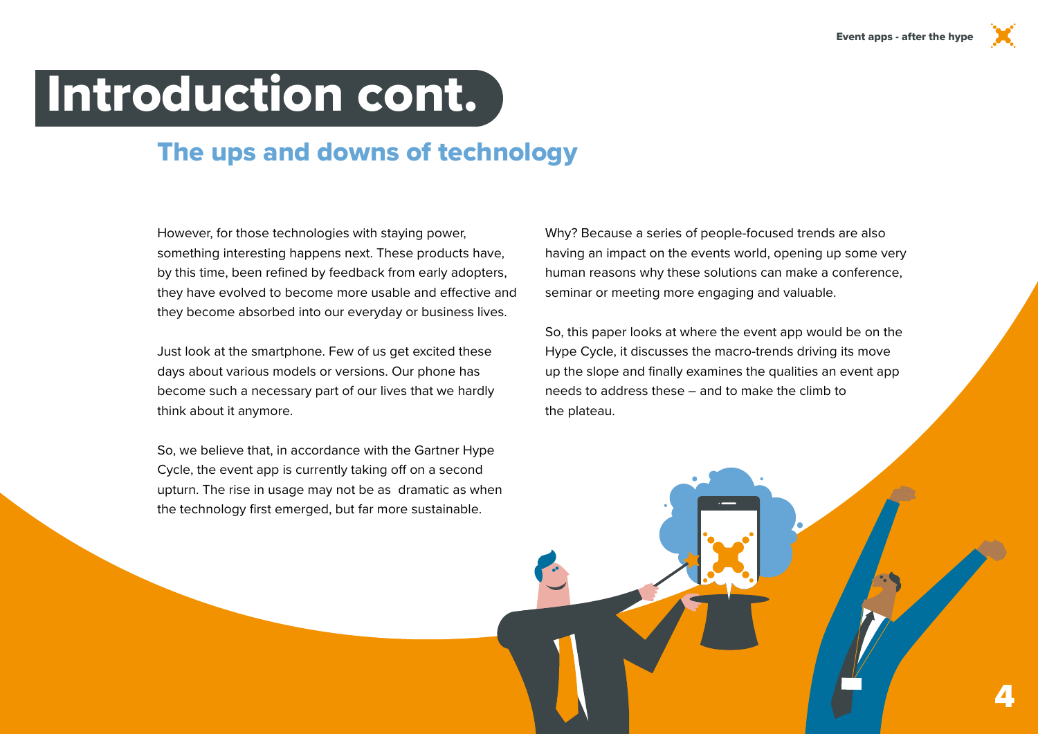# Introduction cont.

## The ups and downs of technology

However, for those technologies with staying power, something interesting happens next. These products have, by this time, been refined by feedback from early adopters, they have evolved to become more usable and effective and they become absorbed into our everyday or business lives.

Just look at the smartphone. Few of us get excited these days about various models or versions. Our phone has become such a necessary part of our lives that we hardly think about it anymore.

So, we believe that, in accordance with the Gartner Hype Cycle, the event app is currently taking off on a second upturn. The rise in usage may not be as dramatic as when the technology first emerged, but far more sustainable.

Why? Because a series of people-focused trends are also having an impact on the events world, opening up some very human reasons why these solutions can make a conference, seminar or meeting more engaging and valuable.

So, this paper looks at where the event app would be on the Hype Cycle, it discusses the macro-trends driving its move up the slope and finally examines the qualities an event app needs to address these – and to make the climb to the plateau.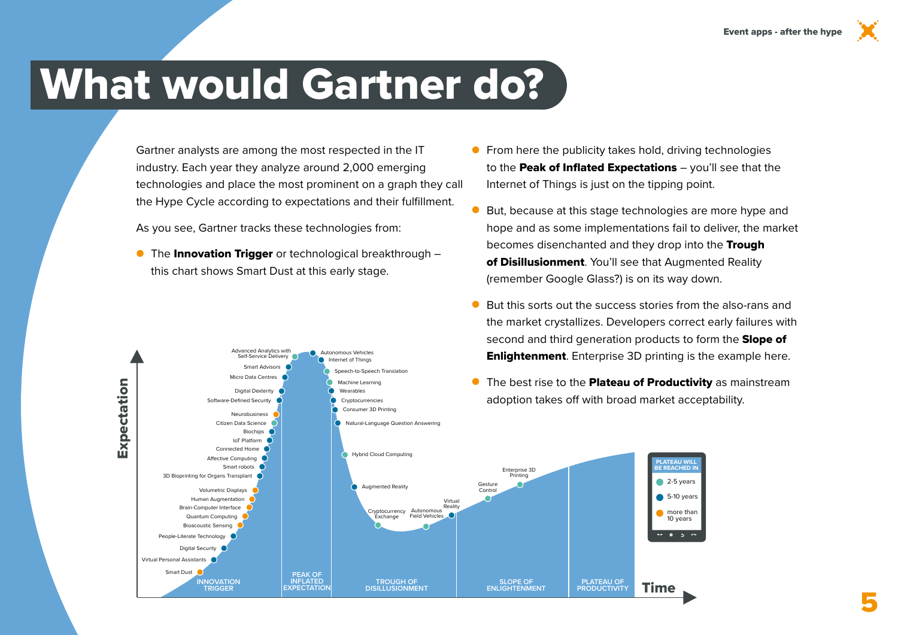# What would Gartner do?

Gartner analysts are among the most respected in the IT industry. Each year they analyze around 2,000 emerging technologies and place the most prominent on a graph they call the Hype Cycle according to expectations and their fulfillment.

As you see, Gartner tracks these technologies from:

- The **Innovation Trigger** or technological breakthrough – this chart shows Smart Dust at this early stage.
- From here the publicity takes hold, driving technologies to the **Peak of Inflated Expectations** – you'll see that the Internet of Things is just on the tipping point.
- But, because at this stage technologies are more hype and hope and as some implementations fail to deliver, the market becomes disenchanted and they drop into the **Trough of Disillusionment**. You'll see that Augmented Reality (remember Google Glass?) is on its way down.
- But this sorts out the success stories from the also-rans and the market crystallizes. Developers correct early failures with second and third generation products to form the **Slope of Enlightenment**. Enterprise 3D printing is the example here.
- The best rise to the **Plateau of Productivity** as mainstream adoption takes off with broad market acceptability.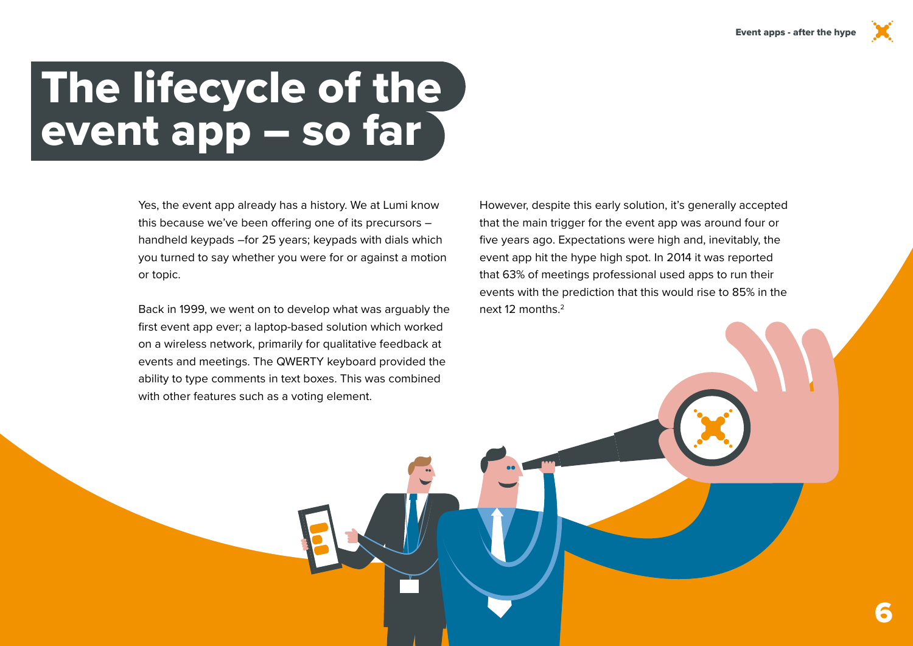# The lifecycle of the event app – so far

Yes, the event app already has a history. We at Lumi know this because we've been offering one of its precursors – handheld keypads –for 25 years; keypads with dials which you turned to say whether you were for or against a motion or topic.

Back in 1999, we went on to develop what was arguably the first event app ever; a laptop-based solution which worked on a wireless network, primarily for qualitative feedback at events and meetings. The QWERTY keyboard provided the ability to type comments in text boxes. This was combined with other features such as a voting element.

However, despite this early solution, it's generally accepted that the main trigger for the event app was around four or five years ago. Expectations were high and, inevitably, the event app hit the hype high spot. In 2014 it was reported that 63% of meetings professional used apps to run their events with the prediction that this would rise to 85% in the next 12 months.[2]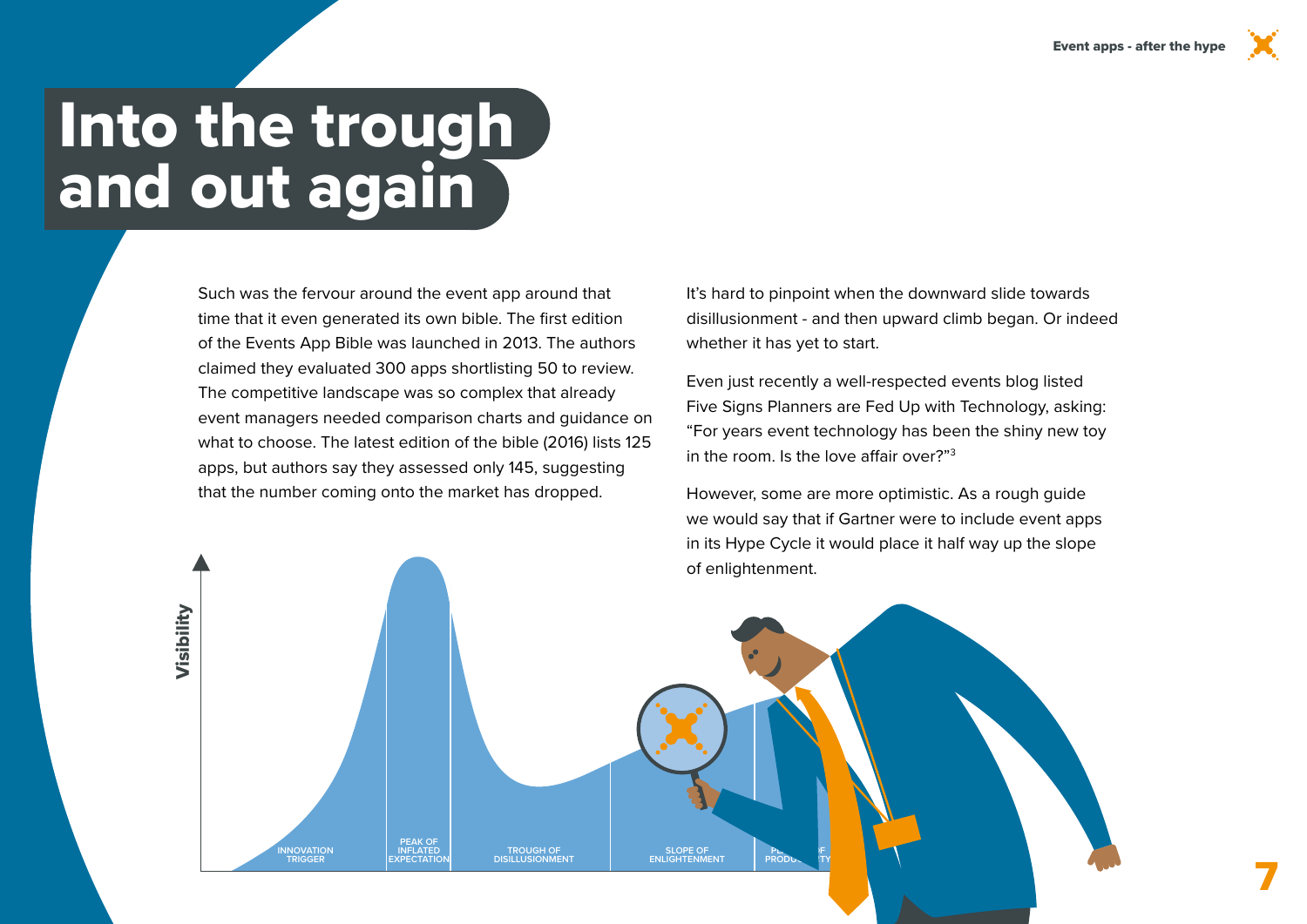# Into the trough and out again

Such was the fervour around the event app around that time that it even generated its own bible. The first edition of the Events App Bible was launched in 2013. The authors claimed they evaluated 300 apps shortlisting 50 to review. The competitive landscape was so complex that already event managers needed comparison charts and guidance on what to choose. The latest edition of the bible (2016) lists 125 apps, but authors say they assessed only 145, suggesting that the number coming onto the market has dropped.

It's hard to pinpoint when the downward slide towards disillusionment - and then upward climb began. Or indeed whether it has yet to start.

Even just recently a well-respected events blog listed Five Signs Planners are Fed Up with Technology, asking: "For years event technology has been the shiny new toy in the room. Is the love affair over?"[3]

However, some are more optimistic. As a rough guide we would say that if Gartner were to include event apps in its Hype Cycle it would place it half way up the slope of enlightenment.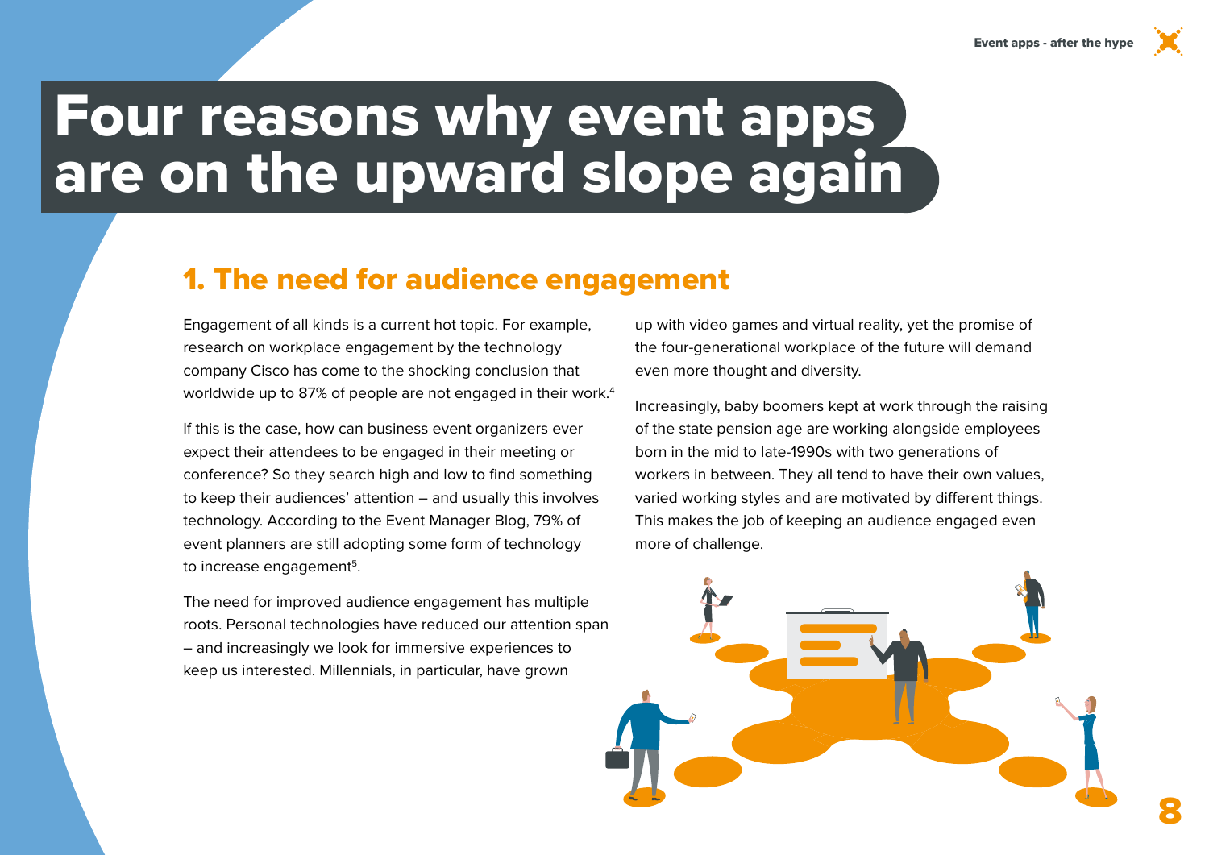# Four reasons why event apps are on the upward slope again

## 1. The need for audience engagement

Engagement of all kinds is a current hot topic. For example, research on workplace engagement by the technology company Cisco has come to the shocking conclusion that worldwide up to 87% of people are not engaged in their work.[4]

If this is the case, how can business event organizers ever expect their attendees to be engaged in their meeting or conference? So they search high and low to find something to keep their audiences' attention – and usually this involves technology. According to the Event Manager Blog, 79% of event planners are still adopting some form of technology to increase engagement[5].

The need for improved audience engagement has multiple roots. Personal technologies have reduced our attention span – and increasingly we look for immersive experiences to keep us interested. Millennials, in particular, have grown up with video games and virtual reality, yet the promise of the four-generational workplace of the future will demand even more thought and diversity.

Increasingly, baby boomers kept at work through the raising of the state pension age are working alongside employees born in the mid to late-1990s with two generations of workers in between. They all tend to have their own values, varied working styles and are motivated by different things. This makes the job of keeping an audience engaged even more of challenge.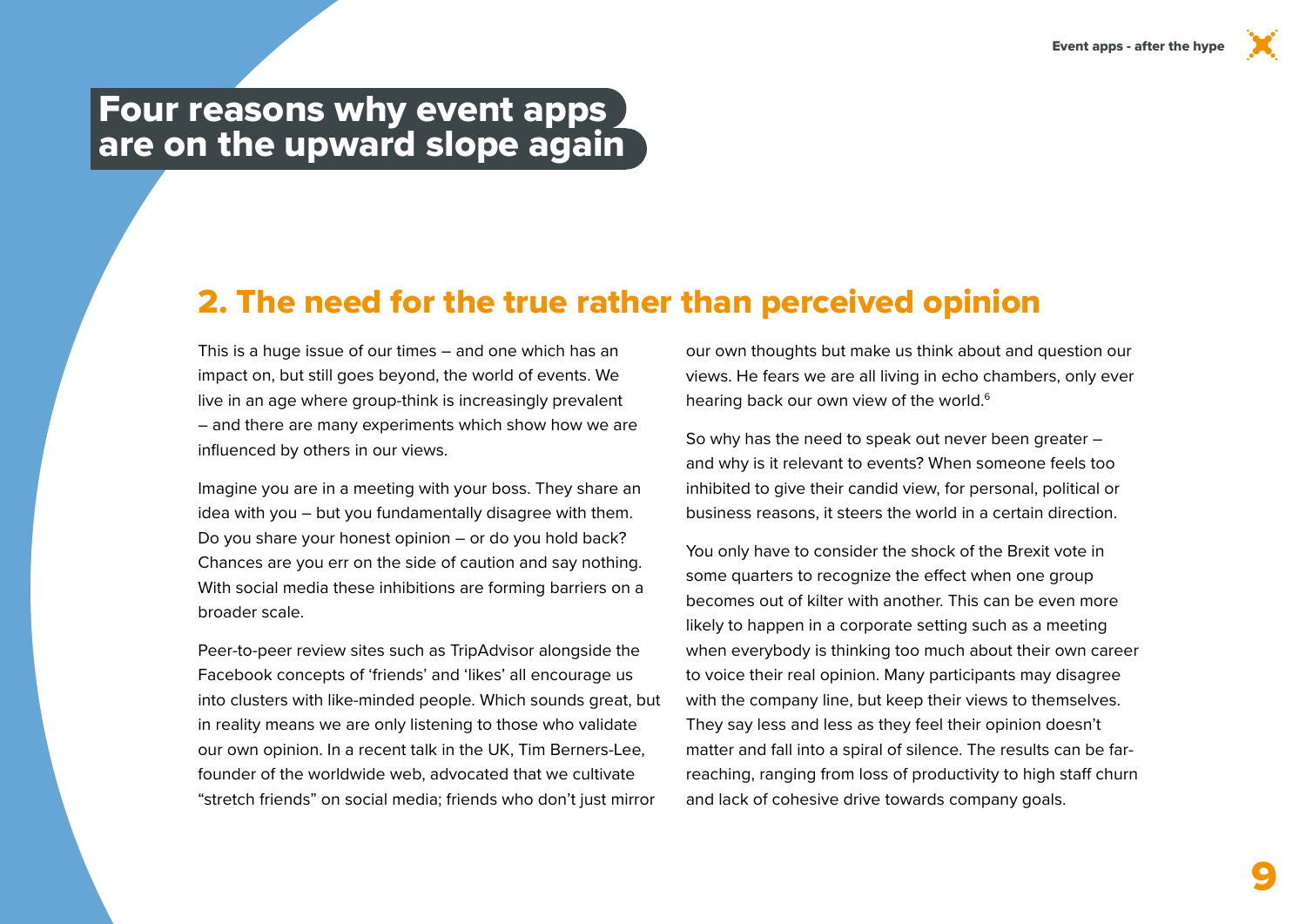# Four reasons why event apps are on the upward slope again

## 2. The need for the true rather than perceived opinion

This is a huge issue of our times – and one which has an impact on, but still goes beyond, the world of events. We live in an age where group-think is increasingly prevalent – and there are many experiments which show how we are influenced by others in our views.

Imagine you are in a meeting with your boss. They share an idea with you – but you fundamentally disagree with them. Do you share your honest opinion – or do you hold back? Chances are you err on the side of caution and say nothing. With social media these inhibitions are forming barriers on a broader scale.

Peer-to-peer review sites such as TripAdvisor alongside the Facebook concepts of 'friends' and 'likes' all encourage us into clusters with like-minded people. Which sounds great, but in reality means we are only listening to those who validate our own opinion. In a recent talk in the UK, Tim Berners-Lee, founder of the worldwide web, advocated that we cultivate "stretch friends" on social media; friends who don't just mirror our own thoughts but make us think about and question our views. He fears we are all living in echo chambers, only ever hearing back our own view of the world.[6]

So why has the need to speak out never been greater – and why is it relevant to events? When someone feels too inhibited to give their candid view, for personal, political or business reasons, it steers the world in a certain direction.

You only have to consider the shock of the Brexit vote in some quarters to recognize the effect when one group becomes out of kilter with another. This can be even more likely to happen in a corporate setting such as a meeting when everybody is thinking too much about their own career to voice their real opinion. Many participants may disagree with the company line, but keep their views to themselves. They say less and less as they feel their opinion doesn't matter and fall into a spiral of silence. The results can be far-reaching, ranging from loss of productivity to high staff churn and lack of cohesive drive towards company goals.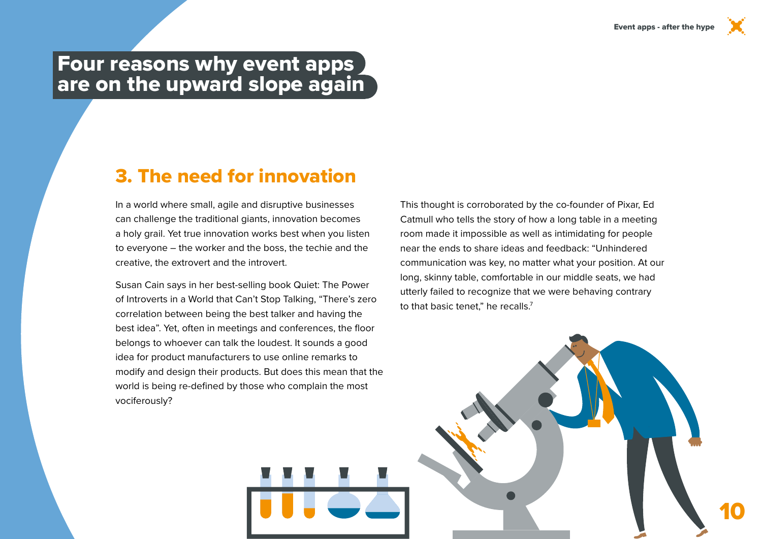# Four reasons why event apps are on the upward slope again

## 3. The need for innovation

In a world where small, agile and disruptive businesses can challenge the traditional giants, innovation becomes a holy grail. Yet true innovation works best when you listen to everyone – the worker and the boss, the techie and the creative, the extrovert and the introvert.

Susan Cain says in her best-selling book Quiet: The Power of Introverts in a World that Can't Stop Talking, "There's zero correlation between being the best talker and having the best idea". Yet, often in meetings and conferences, the floor belongs to whoever can talk the loudest. It sounds a good idea for product manufacturers to use online remarks to modify and design their products. But does this mean that the world is being re-defined by those who complain the most vociferously?

This thought is corroborated by the co-founder of Pixar, Ed Catmull who tells the story of how a long table in a meeting room made it impossible as well as intimidating for people near the ends to share ideas and feedback: "Unhindered communication was key, no matter what your position. At our long, skinny table, comfortable in our middle seats, we had utterly failed to recognize that we were behaving contrary to that basic tenet," he recalls.[7]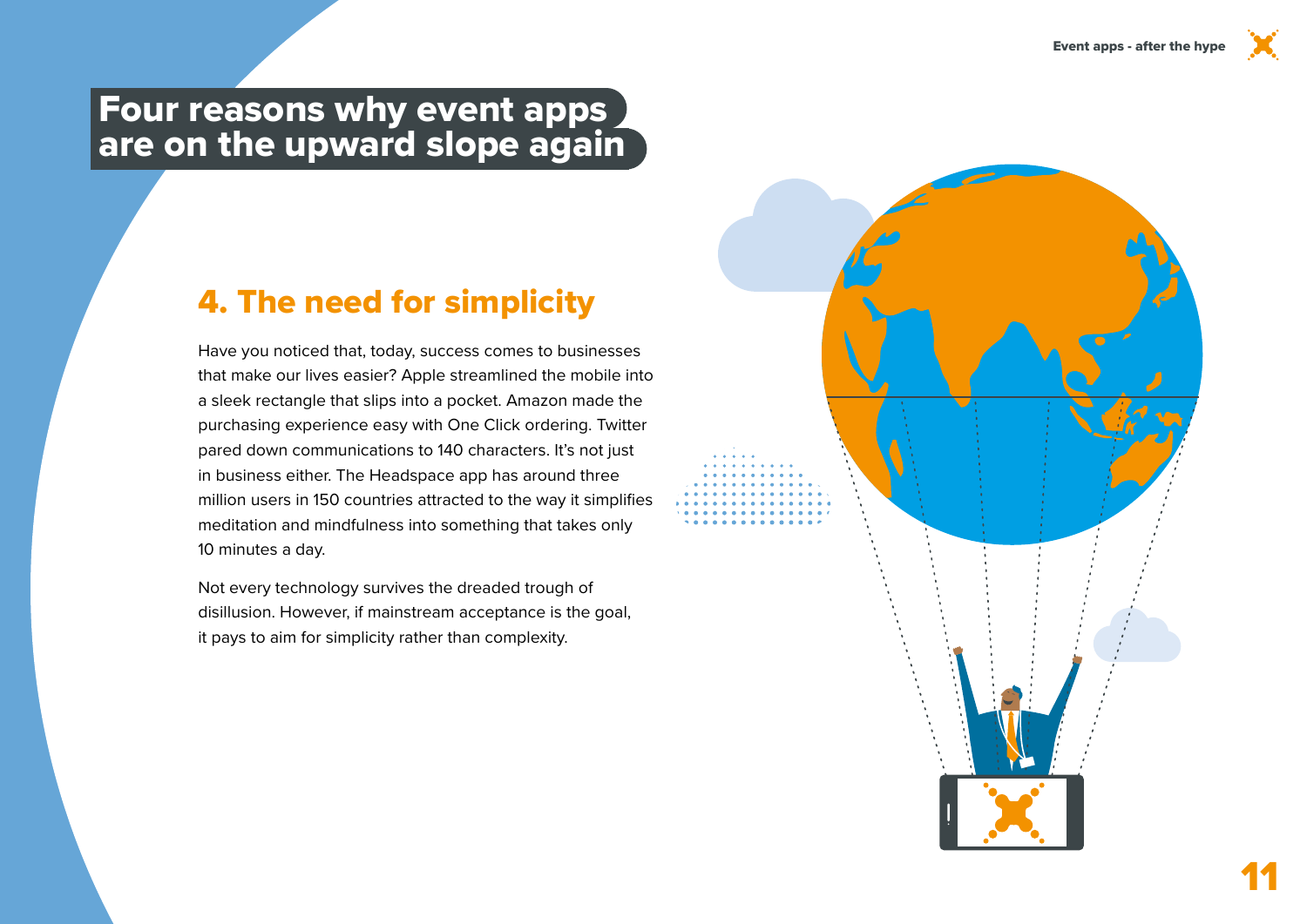# Four reasons why event apps are on the upward slope again

## 4. The need for simplicity

Have you noticed that, today, success comes to businesses that make our lives easier? Apple streamlined the mobile into a sleek rectangle that slips into a pocket. Amazon made the purchasing experience easy with One Click ordering. Twitter pared down communications to 140 characters. It's not just in business either. The Headspace app has around three million users in 150 countries attracted to the way it simplifies meditation and mindfulness into something that takes only 10 minutes a day.

Not every technology survives the dreaded trough of disillusion. However, if mainstream acceptance is the goal, it pays to aim for simplicity rather than complexity.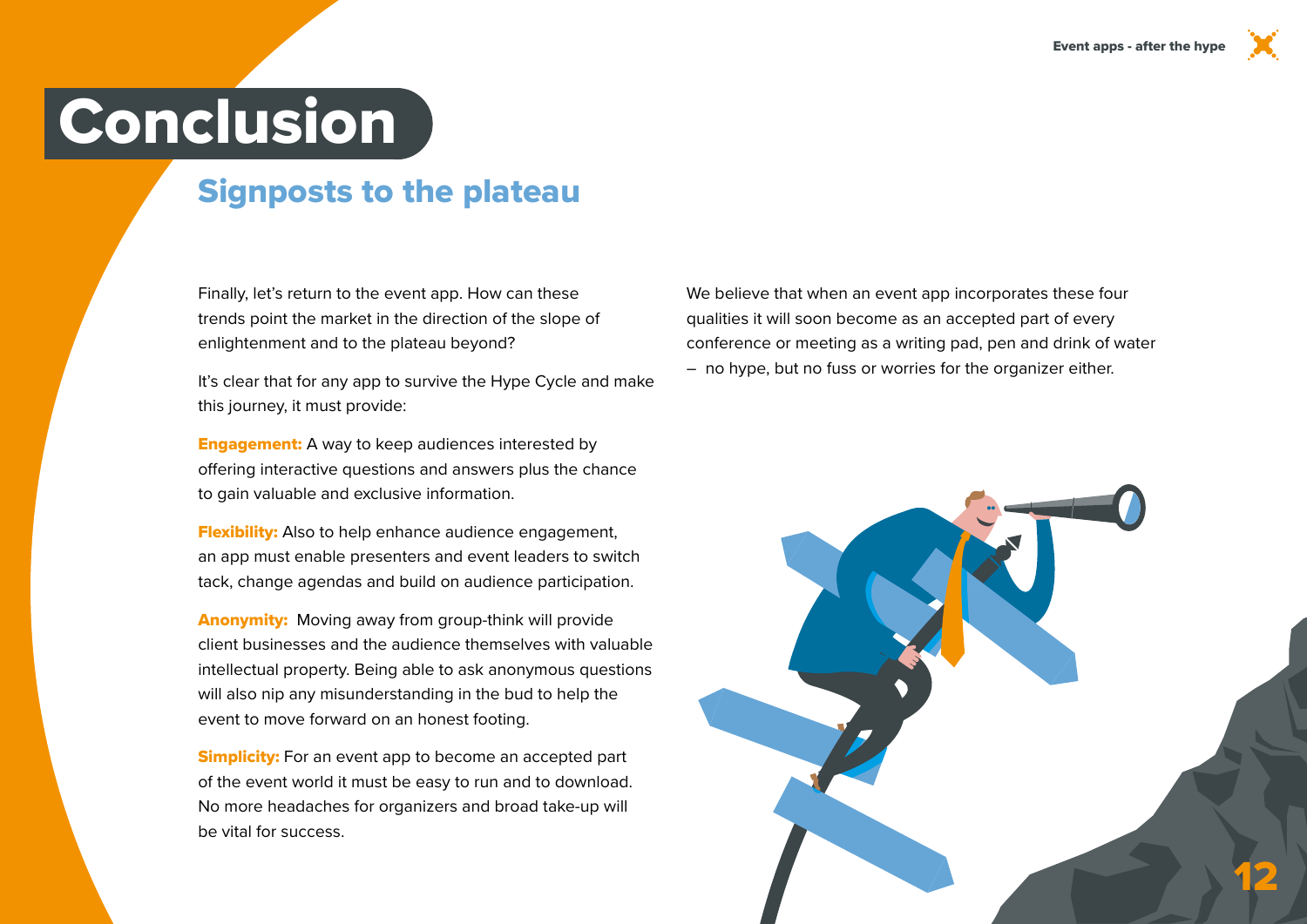# Conclusion

## Signposts to the plateau

Finally, let's return to the event app. How can these trends point the market in the direction of the slope of enlightenment and to the plateau beyond?

It's clear that for any app to survive the Hype Cycle and make this journey, it must provide:

**Engagement:** A way to keep audiences interested by offering interactive questions and answers plus the chance to gain valuable and exclusive information.

**Flexibility:** Also to help enhance audience engagement, an app must enable presenters and event leaders to switch tack, change agendas and build on audience participation.

**Anonymity:** Moving away from group-think will provide client businesses and the audience themselves with valuable intellectual property. Being able to ask anonymous questions will also nip any misunderstanding in the bud to help the event to move forward on an honest footing.

**Simplicity:** For an event app to become an accepted part of the event world it must be easy to run and to download. No more headaches for organizers and broad take-up will be vital for success.

We believe that when an event app incorporates these four qualities it will soon become as an accepted part of every conference or meeting as a writing pad, pen and drink of water – no hype, but no fuss or worries for the organizer either.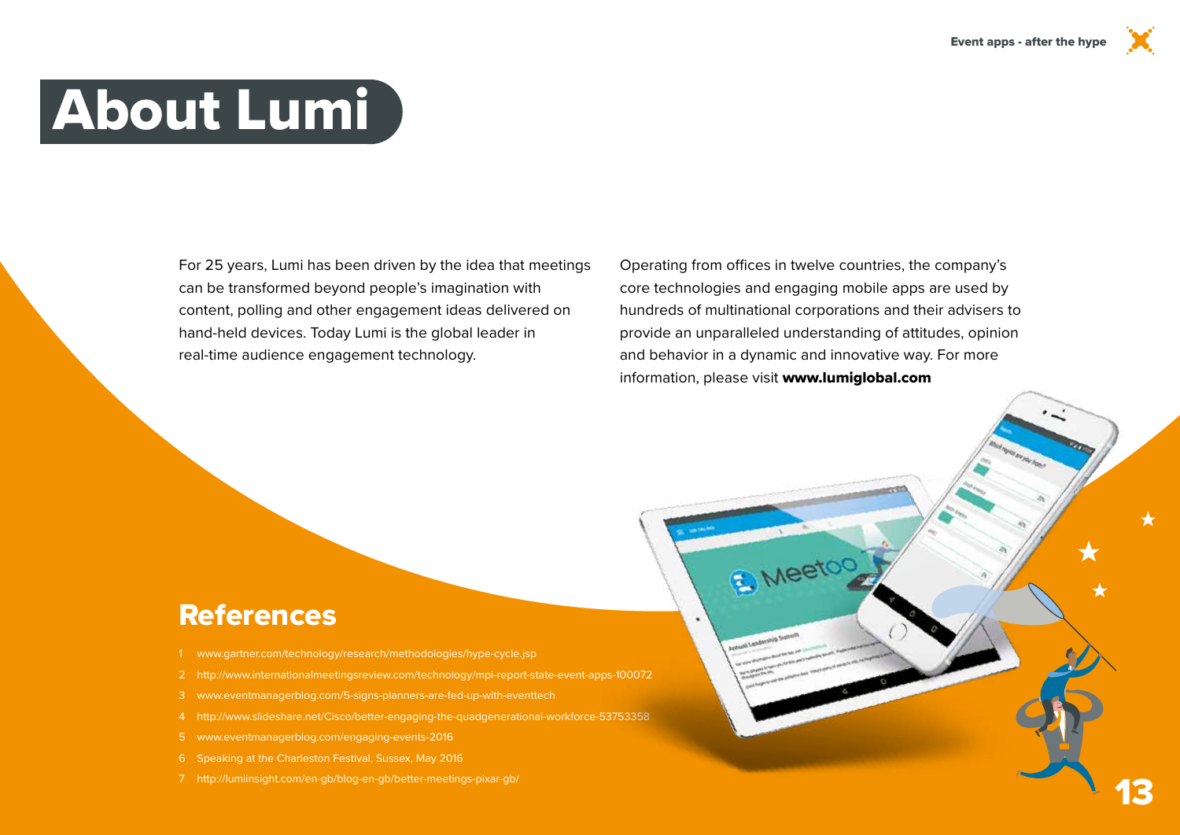# About Lumi

For 25 years, Lumi has been driven by the idea that meetings can be transformed beyond people's imagination with content, polling and other engagement ideas delivered on hand-held devices. Today Lumi is the global leader in real-time audience engagement technology.

Operating from offices in twelve countries, the company's core technologies and engaging mobile apps are used by hundreds of multinational corporations and their advisers to provide an unparalleled understanding of attitudes, opinion and behavior in a dynamic and innovative way. For more information, please visit **www.lumiglobal.com**

## References

1. www.gartner.com/technology/research/methodologies/hype-cycle.jsp
2. http://www.internationalmeetingsreview.com/technology/mpi-report-state-event-apps-100072
3. www.eventmanagerblog.com/5-signs-planners-are-fed-up-with-eventtech
4. http://www.slideshare.net/Cisco/better-engaging-the-quadgenerational-workforce-53753358
5. www.eventmanagerblog.com/engaging-events-2016
6. Speaking at the Charleston Festival, Sussex, May 2016
7. http://lumiinsight.com/en-gb/blog-en-gb/better-meetings-pixar-gb/